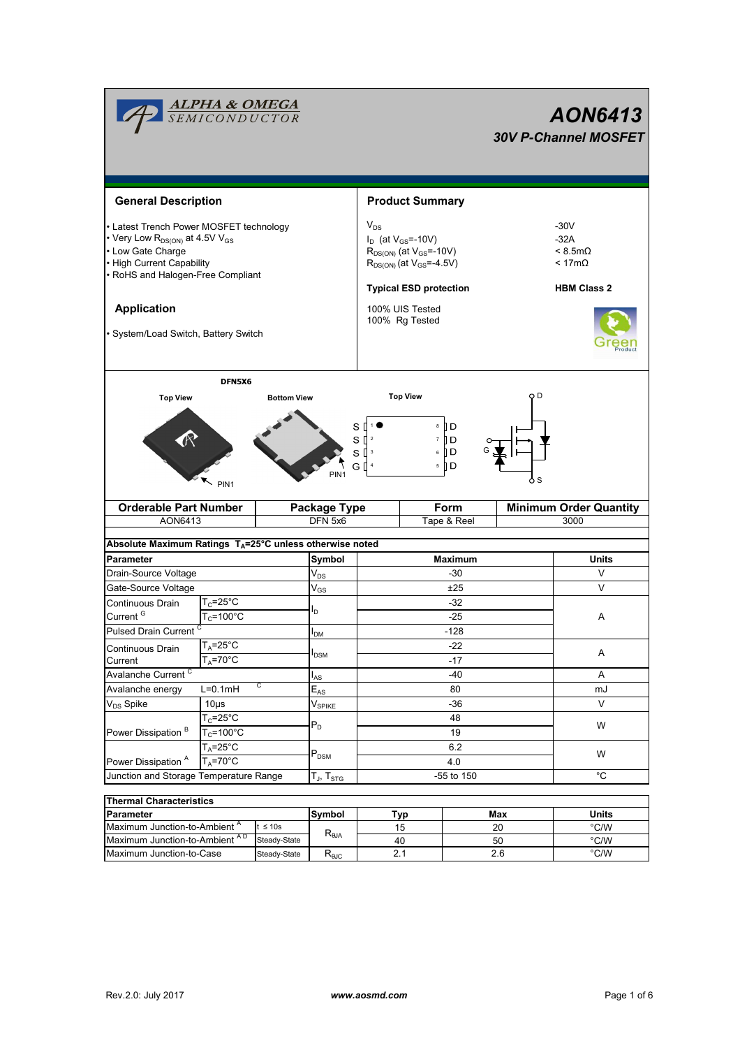# AON6413

## 30V P-Channel MOSFET

### General Description

- Latest Trench Power MOSFET technology
- Very Low $R_{DS(ON)}$ at 4.5V $V_{GS}$
- Low Gate Charge
- High Current Capability
- RoHS and Halogen-Free Compliant

### Application

- System/Load Switch, Battery Switch

### Product Summary

| | |
|---|---|
| $V_{DS}$ | -30V |
| $I_D$ (at $V_{GS}$=-10V) | -32A |
| $R_{DS(ON)}$ (at $V_{GS}$=-10V) | < 8.5mΩ |
| $R_{DS(ON)}$ (at $V_{GS}$=-4.5V) | < 17mΩ |

**Typical ESD protection** **HBM Class 2**

100% UIS Tested
100% Rg Tested

DFN5X6

Top View, Bottom View, PIN1

Top View: S 1, S 2, S 3, G 4, D 8, D 7, D 6, D 5

| Orderable Part Number | Package Type | Form | Minimum Order Quantity |
|---|---|---|---|
| AON6413 | DFN 5x6 | Tape & Reel | 3000 |

**Absolute Maximum Ratings $T_A$=25°C unless otherwise noted**

| Parameter | | Symbol | Maximum | Units |
|---|---|---|---|---|
| Drain-Source Voltage | | $V_{DS}$ | -30 | V |
| Gate-Source Voltage | | $V_{GS}$ | ±25 | V |
| Continuous Drain Current [G] | $T_C$=25°C | $I_D$ | -32 | A |
| | $T_C$=100°C | | -25 | |
| Pulsed Drain Current [C] | | $I_{DM}$ | -128 | |
| Continuous Drain Current | $T_A$=25°C | $I_{DSM}$ | -22 | A |
| | $T_A$=70°C | | -17 | |
| Avalanche Current [C] | | $I_{AS}$ | -40 | A |
| Avalanche energy | L=0.1mH [C] | $E_{AS}$ | 80 | mJ |
| $V_{DS}$ Spike | 10µs | $V_{SPIKE}$ | -36 | V |
| Power Dissipation [B] | $T_C$=25°C | $P_D$ | 48 | W |
| | $T_C$=100°C | | 19 | |
| Power Dissipation [A] | $T_A$=25°C | $P_{DSM}$ | 6.2 | W |
| | $T_A$=70°C | | 4.0 | |
| Junction and Storage Temperature Range | | $T_J$, $T_{STG}$ | -55 to 150 | °C |

**Thermal Characteristics**

| Parameter | | Symbol | Typ | Max | Units |
|---|---|---|---|---|---|
| Maximum Junction-to-Ambient [A] | t ≤ 10s | $R_{\theta JA}$ | 15 | 20 | °C/W |
| Maximum Junction-to-Ambient [A D] | Steady-State | | 40 | 50 | °C/W |
| Maximum Junction-to-Case | Steady-State | $R_{\theta JC}$ | 2.1 | 2.6 | °C/W |

Rev.2.0: July 2017 www.aosmd.com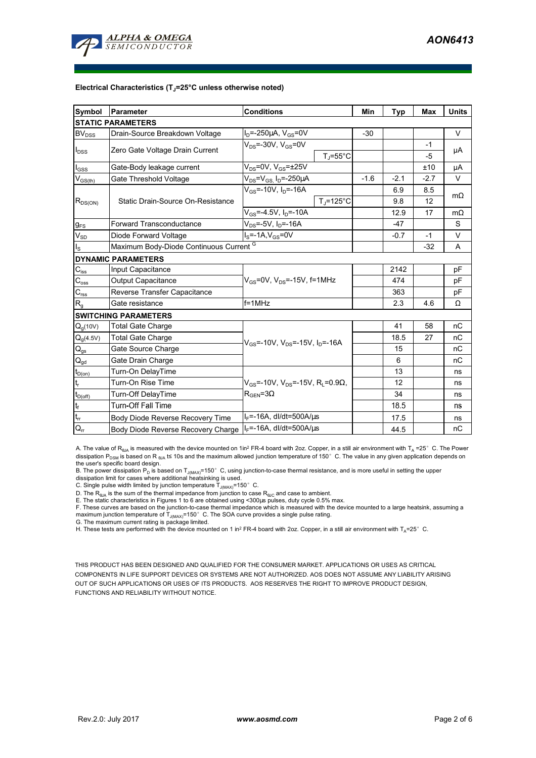**Electrical Characteristics ($T_J$=25°C unless otherwise noted)**

| Symbol | Parameter | Conditions | | Min | Typ | Max | Units |
|---|---|---|---|---|---|---|---|
| **STATIC PARAMETERS** | | | | | | | |
| $BV_{DSS}$ | Drain-Source Breakdown Voltage | $I_D$=-250µA, $V_{GS}$=0V | | -30 | | | V |
| $I_{DSS}$ | Zero Gate Voltage Drain Current | $V_{DS}$=-30V, $V_{GS}$=0V | | | | -1 | µA |
| | | | $T_J$=55°C | | | -5 | |
| $I_{GSS}$ | Gate-Body leakage current | $V_{DS}$=0V, $V_{GS}$=±25V | | | | ±10 | µA |
| $V_{GS(th)}$ | Gate Threshold Voltage | $V_{DS}$=$V_{GS}$, $I_D$=-250µA | | -1.6 | -2.1 | -2.7 | V |
| $R_{DS(ON)}$ | Static Drain-Source On-Resistance | $V_{GS}$=-10V, $I_D$=-16A | | | 6.9 | 8.5 | mΩ |
| | | | $T_J$=125°C | | 9.8 | 12 | |
| | | $V_{GS}$=-4.5V, $I_D$=-10A | | | 12.9 | 17 | mΩ |
| $g_{FS}$ | Forward Transconductance | $V_{DS}$=-5V, $I_D$=-16A | | | -47 | | S |
| $V_{SD}$ | Diode Forward Voltage | $I_S$=-1A,$V_{GS}$=0V | | | -0.7 | -1 | V |
| $I_S$ | Maximum Body-Diode Continuous Current [G] | | | | | -32 | A |
| **DYNAMIC PARAMETERS** | | | | | | | |
| $C_{iss}$ | Input Capacitance | $V_{GS}$=0V, $V_{DS}$=-15V, f=1MHz | | | 2142 | | pF |
| $C_{oss}$ | Output Capacitance | | | | 474 | | pF |
| $C_{rss}$ | Reverse Transfer Capacitance | | | | 363 | | pF |
| $R_g$ | Gate resistance | f=1MHz | | | 2.3 | 4.6 | Ω |
| **SWITCHING PARAMETERS** | | | | | | | |
| $Q_g$(10V) | Total Gate Charge | $V_{GS}$=-10V, $V_{DS}$=-15V, $I_D$=-16A | | | 41 | 58 | nC |
| $Q_g$(4.5V) | Total Gate Charge | | | | 18.5 | 27 | nC |
| $Q_{gs}$ | Gate Source Charge | | | | 15 | | nC |
| $Q_{gd}$ | Gate Drain Charge | | | | 6 | | nC |
| $t_{D(on)}$ | Turn-On DelayTime | $V_{GS}$=-10V, $V_{DS}$=-15V, $R_L$=0.9Ω, $R_{GEN}$=3Ω | | | 13 | | ns |
| $t_r$ | Turn-On Rise Time | | | | 12 | | ns |
| $t_{D(off)}$ | Turn-Off DelayTime | | | | 34 | | ns |
| $t_f$ | Turn-Off Fall Time | | | | 18.5 | | ns |
| $t_{rr}$ | Body Diode Reverse Recovery Time | $I_F$=-16A, dI/dt=500A/µs | | | 17.5 | | ns |
| $Q_{rr}$ | Body Diode Reverse Recovery Charge | $I_F$=-16A, dI/dt=500A/µs | | | 44.5 | | nC |

A. The value of $R_{\theta JA}$ is measured with the device mounted on 1in² FR-4 board with 2oz. Copper, in a still air environment with $T_A$ =25° C. The Power dissipation $P_{DSM}$ is based on R $_{\theta JA}$ t≤ 10s and the maximum allowed junction temperature of 150° C. The value in any given application depends on the user's specific board design.
B. The power dissipation $P_D$ is based on $T_{J(MAX)}$=150° C, using junction-to-case thermal resistance, and is more useful in setting the upper dissipation limit for cases where additional heatsinking is used.
C. Single pulse width limited by junction temperature $T_{J(MAX)}$=150° C.
D. The $R_{\theta JA}$ is the sum of the thermal impedance from junction to case $R_{\theta JC}$ and case to ambient.
E. The static characteristics in Figures 1 to 6 are obtained using <300µs pulses, duty cycle 0.5% max.
F. These curves are based on the junction-to-case thermal impedance which is measured with the device mounted to a large heatsink, assuming a maximum junction temperature of $T_{J(MAX)}$=150° C. The SOA curve provides a single pulse rating.
G. The maximum current rating is package limited.
H. These tests are performed with the device mounted on 1 in² FR-4 board with 2oz. Copper, in a still air environment with $T_A$=25° C.

THIS PRODUCT HAS BEEN DESIGNED AND QUALIFIED FOR THE CONSUMER MARKET. APPLICATIONS OR USES AS CRITICAL COMPONENTS IN LIFE SUPPORT DEVICES OR SYSTEMS ARE NOT AUTHORIZED. AOS DOES NOT ASSUME ANY LIABILITY ARISING OUT OF SUCH APPLICATIONS OR USES OF ITS PRODUCTS. AOS RESERVES THE RIGHT TO IMPROVE PRODUCT DESIGN, FUNCTIONS AND RELIABILITY WITHOUT NOTICE.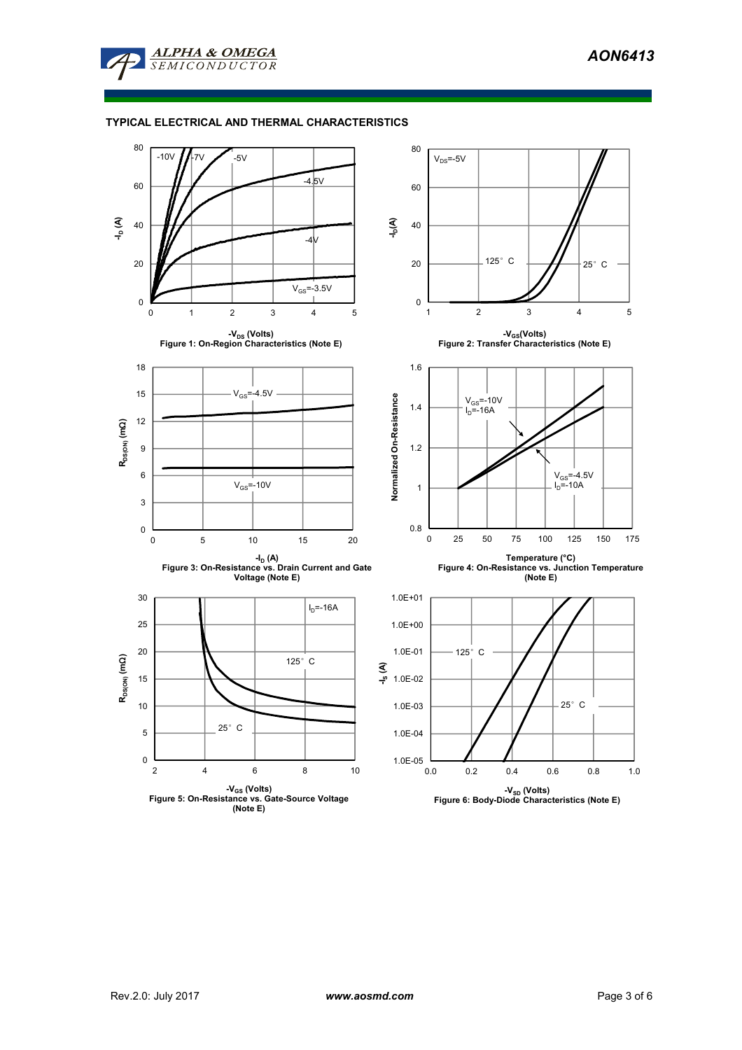## TYPICAL ELECTRICAL AND THERMAL CHARACTERISTICS

Figure 1: On-Region Characteristics (Note E)

Figure 2: Transfer Characteristics (Note E)

Figure 3: On-Resistance vs. Drain Current and Gate Voltage (Note E)

Figure 4: On-Resistance vs. Junction Temperature (Note E)

Figure 5: On-Resistance vs. Gate-Source Voltage (Note E)

Figure 6: Body-Diode Characteristics (Note E)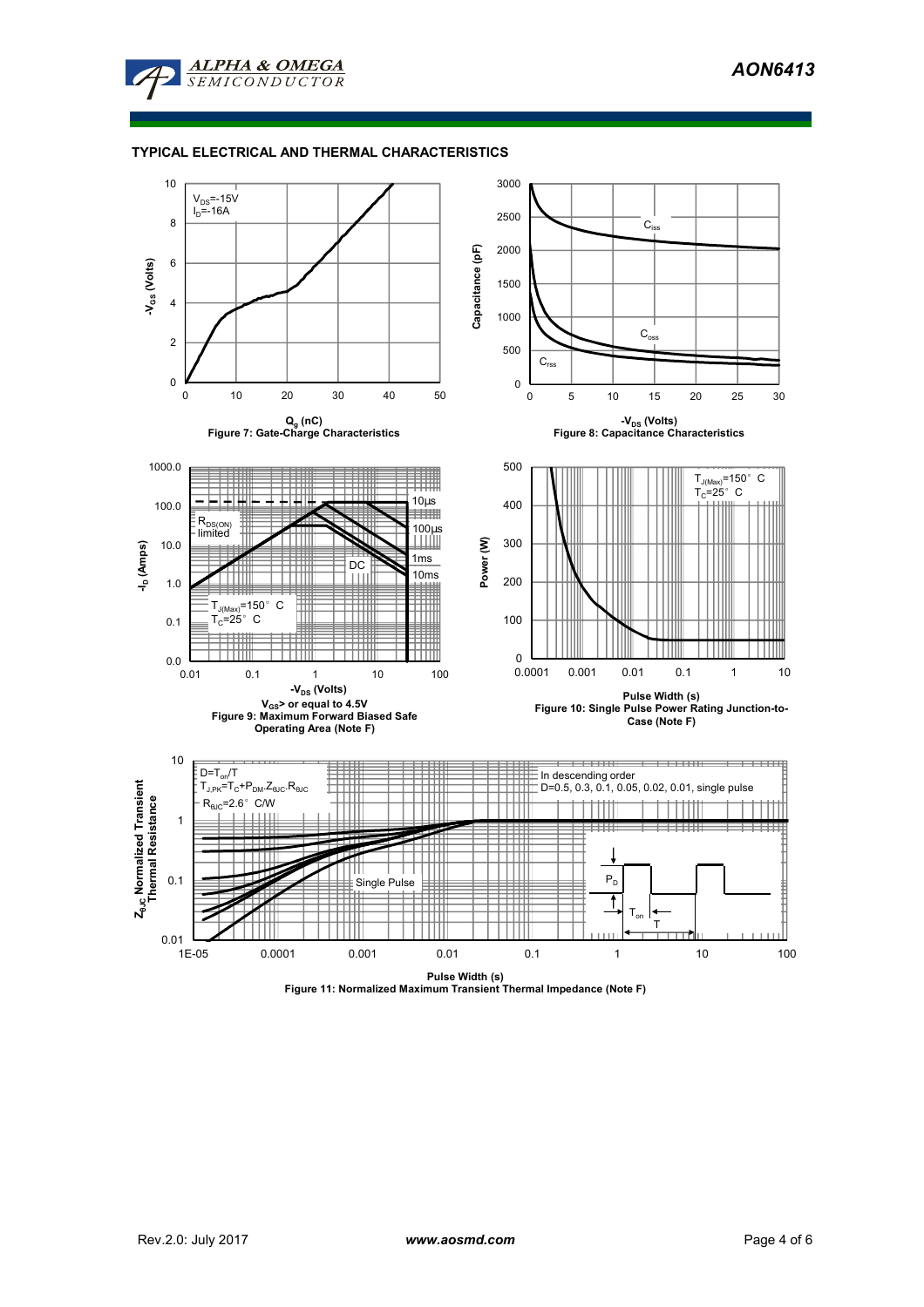## TYPICAL ELECTRICAL AND THERMAL CHARACTERISTICS

Figure 7: Gate-Charge Characteristics

Figure 8: Capacitance Characteristics

Figure 9: Maximum Forward Biased Safe Operating Area (Note F)

Figure 10: Single Pulse Power Rating Junction-to-Case (Note F)

Figure 11: Normalized Maximum Transient Thermal Impedance (Note F)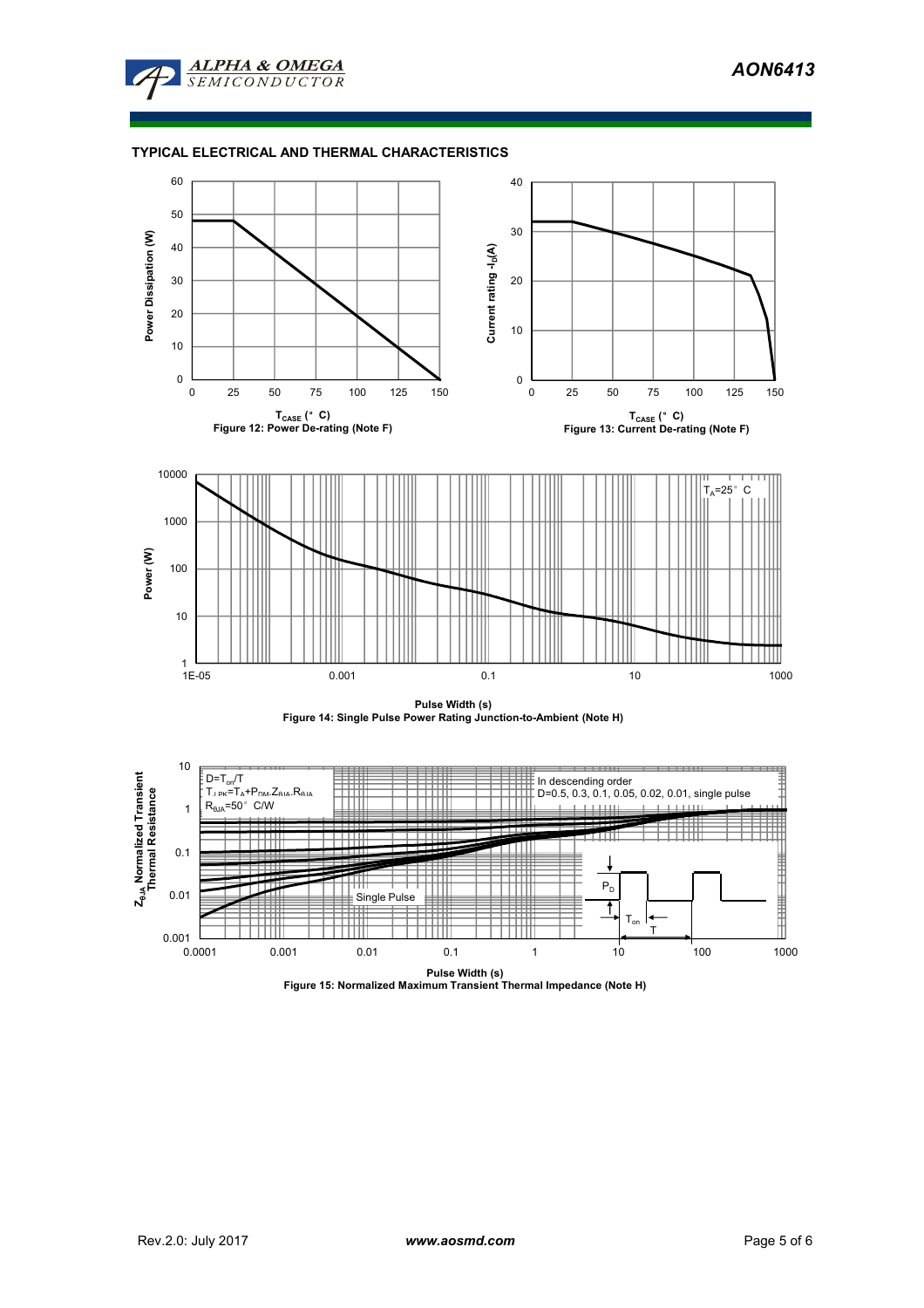## TYPICAL ELECTRICAL AND THERMAL CHARACTERISTICS

Power Dissipation (W)

$T_{CASE}$ (°C)

Figure 12: Power De-rating (Note F)

Current rating $-I_D$(A)

$T_{CASE}$ (°C)

Figure 13: Current De-rating (Note F)

$T_A$=25°C

Power (W)

Pulse Width (s)

Figure 14: Single Pulse Power Rating Junction-to-Ambient (Note H)

$D=T_{on}/T$

$T_{J,PK}=T_A+P_{DM}.Z_{\theta JA}.R_{\theta JA}$

$R_{\theta JA}$=50°C/W

In descending order

D=0.5, 0.3, 0.1, 0.05, 0.02, 0.01, single pulse

Single Pulse

$Z_{\theta JA}$ Normalized Transient Thermal Resistance

Pulse Width (s)

Figure 15: Normalized Maximum Transient Thermal Impedance (Note H)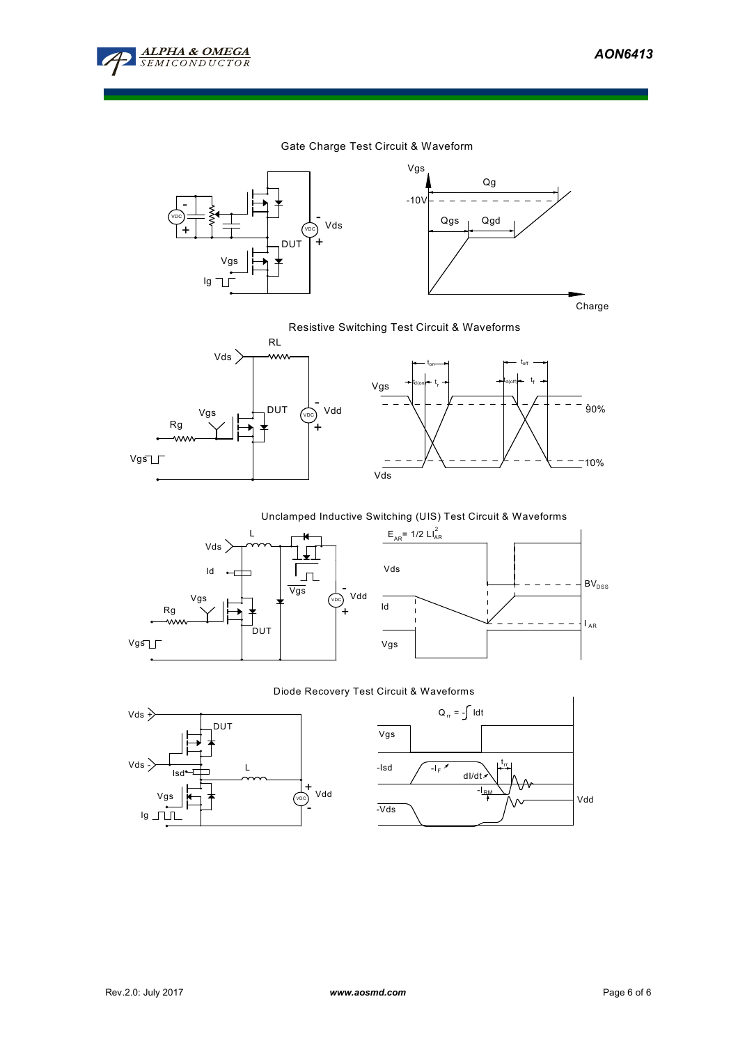## Gate Charge Test Circuit & Waveform

VDC
-
+
Vgs
Ig
DUT
VDC
-
Vds
+

Vgs
Qg
-10V
Qgs
Qgd
Charge

## Resistive Switching Test Circuit & Waveforms

RL
Vds
Vgs
Rg
Vgs
DUT
VDC
-
Vdd
+

$t_{on}$
$t_{off}$
$t_{d(on)}$
$t_r$
$t_{d(off)}$
$t_f$
Vgs
90%
Vds
10%

## Unclamped Inductive Switching (UIS) Test Circuit & Waveforms

L
Vds
Id
Vgs
Rg
Vgs
DUT
Vgs
VDC
-
Vdd
+

$E_{AR} = 1/2\ LI_{AR}^2$
Vds
$BV_{DSS}$
Id
$I_{AR}$
Vgs

## Diode Recovery Test Circuit & Waveforms

Vds +
DUT
Vds -
Isd
L
Vgs
Ig
VDC
+
Vdd
-

$Q_{rr} = -\int Idt$
Vgs
-Isd
$-I_F$
dI/dt
$t_{rr}$
$-I_{RM}$
-Vds
Vdd